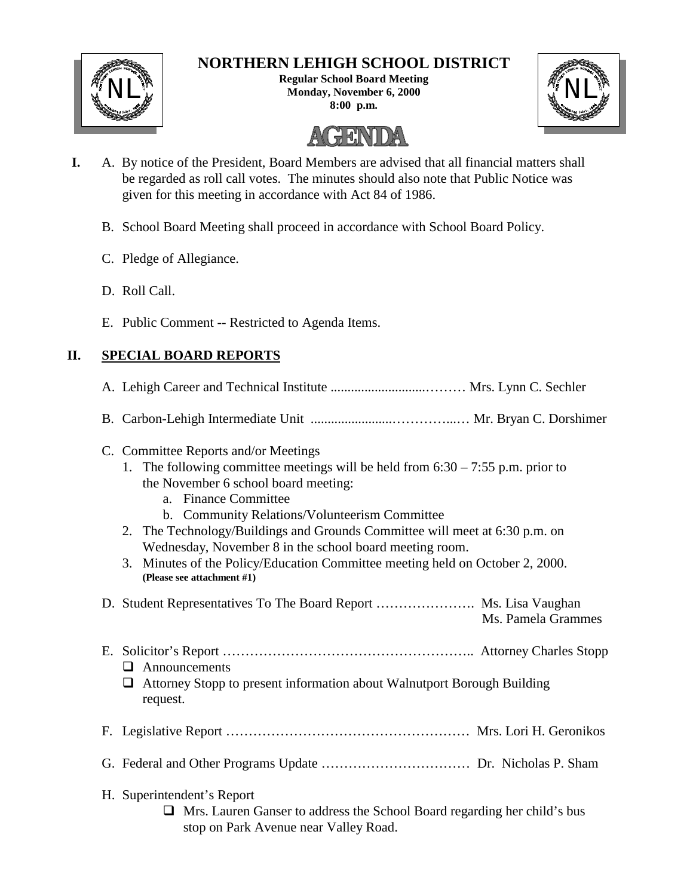# NORTHERN LEHIGH SCHOOL DISTRICT

**Regular School Board Meeting**
**Monday, November 6, 2000**
**8:00 p.m.**

## AGENDA

**I.** A. By notice of the President, Board Members are advised that all financial matters shall be regarded as roll call votes. The minutes should also note that Public Notice was given for this meeting in accordance with Act 84 of 1986.

B. School Board Meeting shall proceed in accordance with School Board Policy.

C. Pledge of Allegiance.

D. Roll Call.

E. Public Comment -- Restricted to Agenda Items.

## II. SPECIAL BOARD REPORTS

A. Lehigh Career and Technical Institute ...........................……… Mrs. Lynn C. Sechler

B. Carbon-Lehigh Intermediate Unit ........................…………..… Mr. Bryan C. Dorshimer

C. Committee Reports and/or Meetings

1. The following committee meetings will be held from 6:30 – 7:55 p.m. prior to the November 6 school board meeting:
   a. Finance Committee
   b. Community Relations/Volunteerism Committee
2. The Technology/Buildings and Grounds Committee will meet at 6:30 p.m. on Wednesday, November 8 in the school board meeting room.
3. Minutes of the Policy/Education Committee meeting held on October 2, 2000. **(Please see attachment #1)**

D. Student Representatives To The Board Report …………………. Ms. Lisa Vaughan
Ms. Pamela Grammes

E. Solicitor's Report ……………………………………………….. Attorney Charles Stopp

- Announcements
- Attorney Stopp to present information about Walnutport Borough Building request.

F. Legislative Report ……………………………………………… Mrs. Lori H. Geronikos

G. Federal and Other Programs Update …………………………… Dr. Nicholas P. Sham

H. Superintendent's Report

- Mrs. Lauren Ganser to address the School Board regarding her child's bus stop on Park Avenue near Valley Road.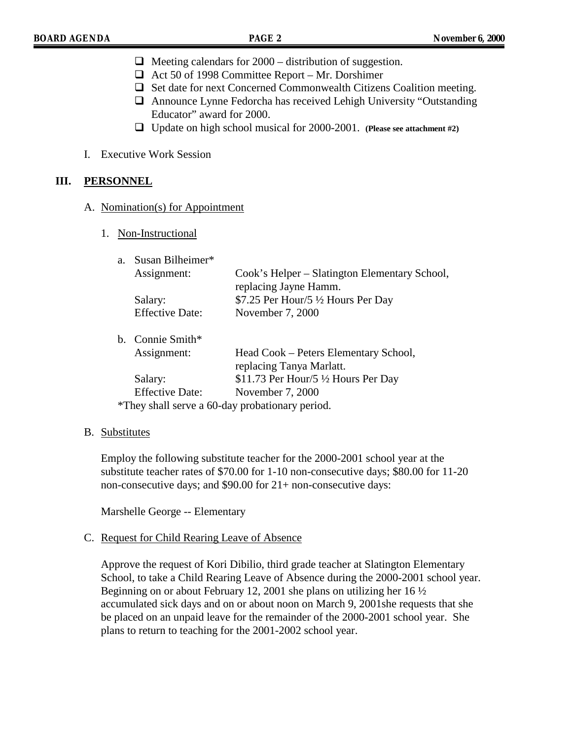- ☐ Meeting calendars for 2000 – distribution of suggestion.
- ☐ Act 50 of 1998 Committee Report – Mr. Dorshimer
- ☐ Set date for next Concerned Commonwealth Citizens Coalition meeting.
- ☐ Announce Lynne Fedorcha has received Lehigh University "Outstanding Educator" award for 2000.
- ☐ Update on high school musical for 2000-2001. **(Please see attachment #2)**

I. Executive Work Session

## III. PERSONNEL

A. Nomination(s) for Appointment

1. Non-Instructional

a. Susan Bilheimer*

| | |
|---|---|
| Assignment: | Cook's Helper – Slatington Elementary School, replacing Jayne Hamm. |
| Salary: | $7.25 Per Hour/5 ½ Hours Per Day |
| Effective Date: | November 7, 2000 |

b. Connie Smith*

| | |
|---|---|
| Assignment: | Head Cook – Peters Elementary School, replacing Tanya Marlatt. |
| Salary: | $11.73 Per Hour/5 ½ Hours Per Day |
| Effective Date: | November 7, 2000 |

*They shall serve a 60-day probationary period.

B. Substitutes

Employ the following substitute teacher for the 2000-2001 school year at the substitute teacher rates of $70.00 for 1-10 non-consecutive days; $80.00 for 11-20 non-consecutive days; and $90.00 for 21+ non-consecutive days:

Marshelle George -- Elementary

C. Request for Child Rearing Leave of Absence

Approve the request of Kori Dibilio, third grade teacher at Slatington Elementary School, to take a Child Rearing Leave of Absence during the 2000-2001 school year. Beginning on or about February 12, 2001 she plans on utilizing her 16 ½ accumulated sick days and on or about noon on March 9, 2001she requests that she be placed on an unpaid leave for the remainder of the 2000-2001 school year. She plans to return to teaching for the 2001-2002 school year.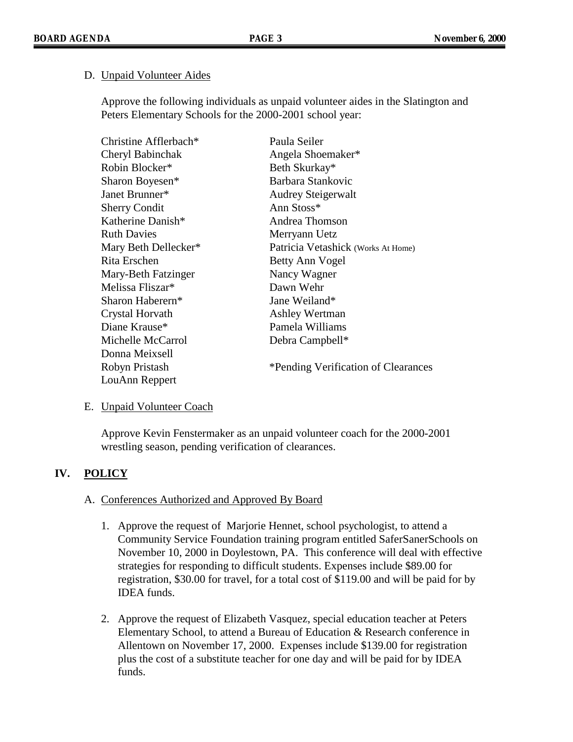D. Unpaid Volunteer Aides

Approve the following individuals as unpaid volunteer aides in the Slatington and Peters Elementary Schools for the 2000-2001 school year:

Christine Afflerbach*
Cheryl Babinchak
Robin Blocker*
Sharon Boyesen*
Janet Brunner*
Sherry Condit
Katherine Danish*
Ruth Davies
Mary Beth Dellecker*
Rita Erschen
Mary-Beth Fatzinger
Melissa Fliszar*
Sharon Haberern*
Crystal Horvath
Diane Krause*
Michelle McCarrol
Donna Meixsell
Robyn Pristash
LouAnn Reppert
Paula Seiler
Angela Shoemaker*
Beth Skurkay*
Barbara Stankovic
Audrey Steigerwalt
Ann Stoss*
Andrea Thomson
Merryann Uetz
Patricia Vetashick (Works At Home)
Betty Ann Vogel
Nancy Wagner
Dawn Wehr
Jane Weiland*
Ashley Wertman
Pamela Williams
Debra Campbell*

*Pending Verification of Clearances

E. Unpaid Volunteer Coach

Approve Kevin Fenstermaker as an unpaid volunteer coach for the 2000-2001 wrestling season, pending verification of clearances.

## IV. POLICY

A. Conferences Authorized and Approved By Board

1. Approve the request of Marjorie Hennet, school psychologist, to attend a Community Service Foundation training program entitled SaferSanerSchools on November 10, 2000 in Doylestown, PA. This conference will deal with effective strategies for responding to difficult students. Expenses include $89.00 for registration, $30.00 for travel, for a total cost of $119.00 and will be paid for by IDEA funds.

2. Approve the request of Elizabeth Vasquez, special education teacher at Peters Elementary School, to attend a Bureau of Education & Research conference in Allentown on November 17, 2000. Expenses include $139.00 for registration plus the cost of a substitute teacher for one day and will be paid for by IDEA funds.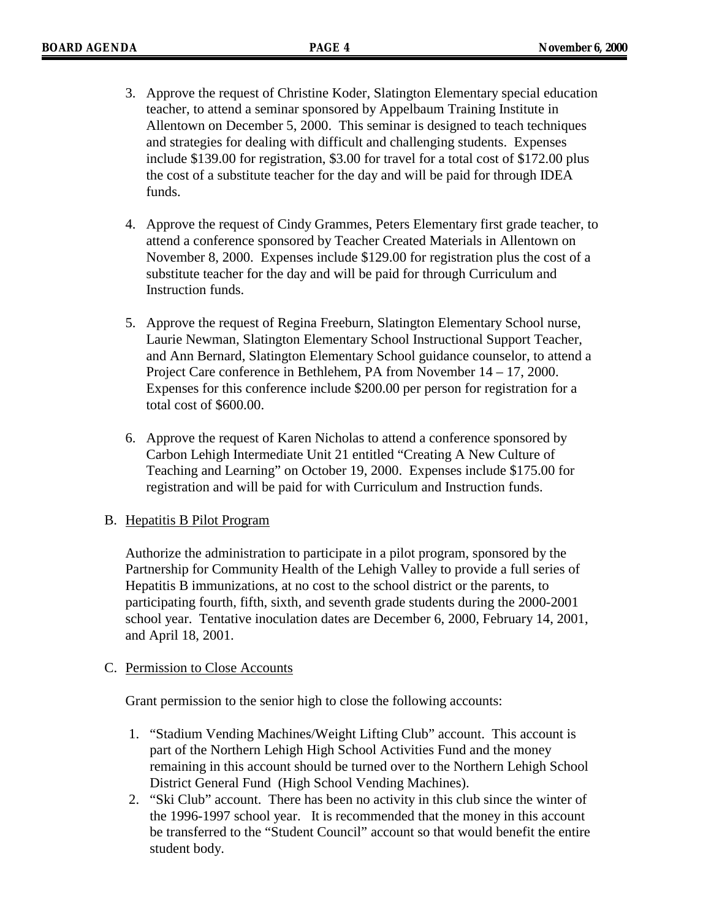3. Approve the request of Christine Koder, Slatington Elementary special education teacher, to attend a seminar sponsored by Appelbaum Training Institute in Allentown on December 5, 2000. This seminar is designed to teach techniques and strategies for dealing with difficult and challenging students. Expenses include $139.00 for registration, $3.00 for travel for a total cost of $172.00 plus the cost of a substitute teacher for the day and will be paid for through IDEA funds.

4. Approve the request of Cindy Grammes, Peters Elementary first grade teacher, to attend a conference sponsored by Teacher Created Materials in Allentown on November 8, 2000. Expenses include $129.00 for registration plus the cost of a substitute teacher for the day and will be paid for through Curriculum and Instruction funds.

5. Approve the request of Regina Freeburn, Slatington Elementary School nurse, Laurie Newman, Slatington Elementary School Instructional Support Teacher, and Ann Bernard, Slatington Elementary School guidance counselor, to attend a Project Care conference in Bethlehem, PA from November 14 – 17, 2000. Expenses for this conference include $200.00 per person for registration for a total cost of $600.00.

6. Approve the request of Karen Nicholas to attend a conference sponsored by Carbon Lehigh Intermediate Unit 21 entitled "Creating A New Culture of Teaching and Learning" on October 19, 2000. Expenses include $175.00 for registration and will be paid for with Curriculum and Instruction funds.

B. Hepatitis B Pilot Program

Authorize the administration to participate in a pilot program, sponsored by the Partnership for Community Health of the Lehigh Valley to provide a full series of Hepatitis B immunizations, at no cost to the school district or the parents, to participating fourth, fifth, sixth, and seventh grade students during the 2000-2001 school year. Tentative inoculation dates are December 6, 2000, February 14, 2001, and April 18, 2001.

C. Permission to Close Accounts

Grant permission to the senior high to close the following accounts:

1. "Stadium Vending Machines/Weight Lifting Club" account. This account is part of the Northern Lehigh High School Activities Fund and the money remaining in this account should be turned over to the Northern Lehigh School District General Fund (High School Vending Machines).
2. "Ski Club" account. There has been no activity in this club since the winter of the 1996-1997 school year. It is recommended that the money in this account be transferred to the "Student Council" account so that would benefit the entire student body.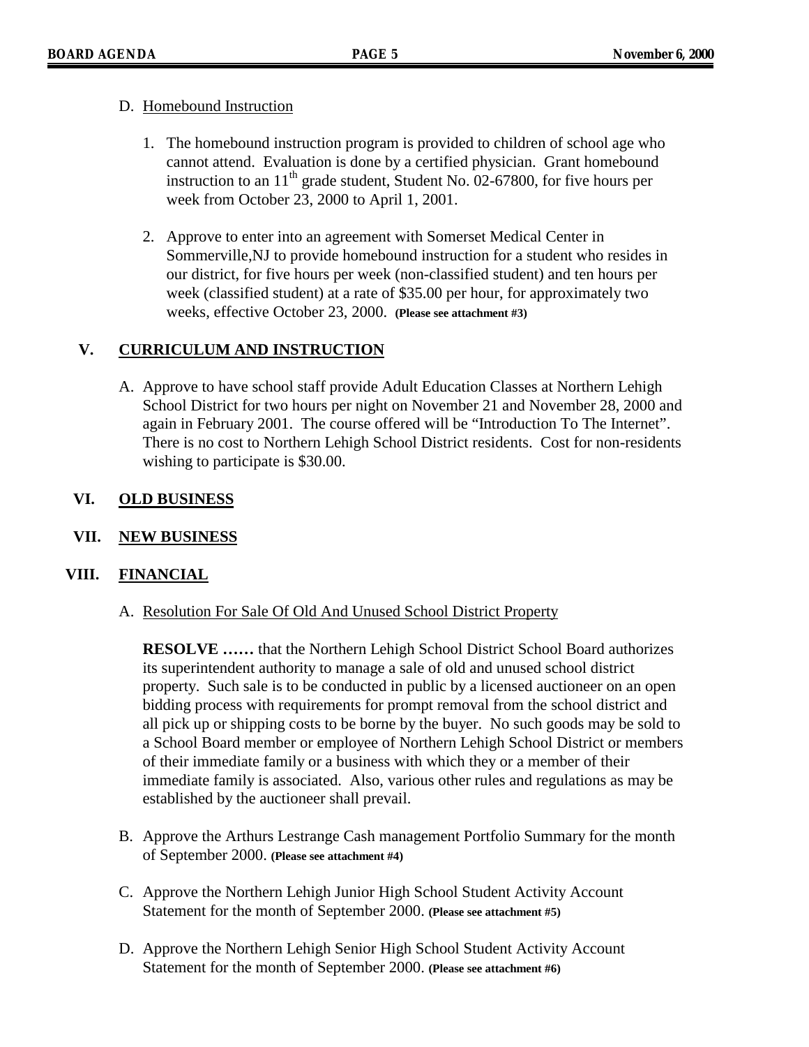D. Homebound Instruction

1. The homebound instruction program is provided to children of school age who cannot attend. Evaluation is done by a certified physician. Grant homebound instruction to an 11th grade student, Student No. 02-67800, for five hours per week from October 23, 2000 to April 1, 2001.

2. Approve to enter into an agreement with Somerset Medical Center in Sommerville,NJ to provide homebound instruction for a student who resides in our district, for five hours per week (non-classified student) and ten hours per week (classified student) at a rate of $35.00 per hour, for approximately two weeks, effective October 23, 2000. **(Please see attachment #3)**

## V. CURRICULUM AND INSTRUCTION

A. Approve to have school staff provide Adult Education Classes at Northern Lehigh School District for two hours per night on November 21 and November 28, 2000 and again in February 2001. The course offered will be "Introduction To The Internet". There is no cost to Northern Lehigh School District residents. Cost for non-residents wishing to participate is $30.00.

## VI. OLD BUSINESS

## VII. NEW BUSINESS

## VIII. FINANCIAL

A. Resolution For Sale Of Old And Unused School District Property

**RESOLVE ……** that the Northern Lehigh School District School Board authorizes its superintendent authority to manage a sale of old and unused school district property. Such sale is to be conducted in public by a licensed auctioneer on an open bidding process with requirements for prompt removal from the school district and all pick up or shipping costs to be borne by the buyer. No such goods may be sold to a School Board member or employee of Northern Lehigh School District or members of their immediate family or a business with which they or a member of their immediate family is associated. Also, various other rules and regulations as may be established by the auctioneer shall prevail.

B. Approve the Arthurs Lestrange Cash management Portfolio Summary for the month of September 2000. **(Please see attachment #4)**

C. Approve the Northern Lehigh Junior High School Student Activity Account Statement for the month of September 2000. **(Please see attachment #5)**

D. Approve the Northern Lehigh Senior High School Student Activity Account Statement for the month of September 2000. **(Please see attachment #6)**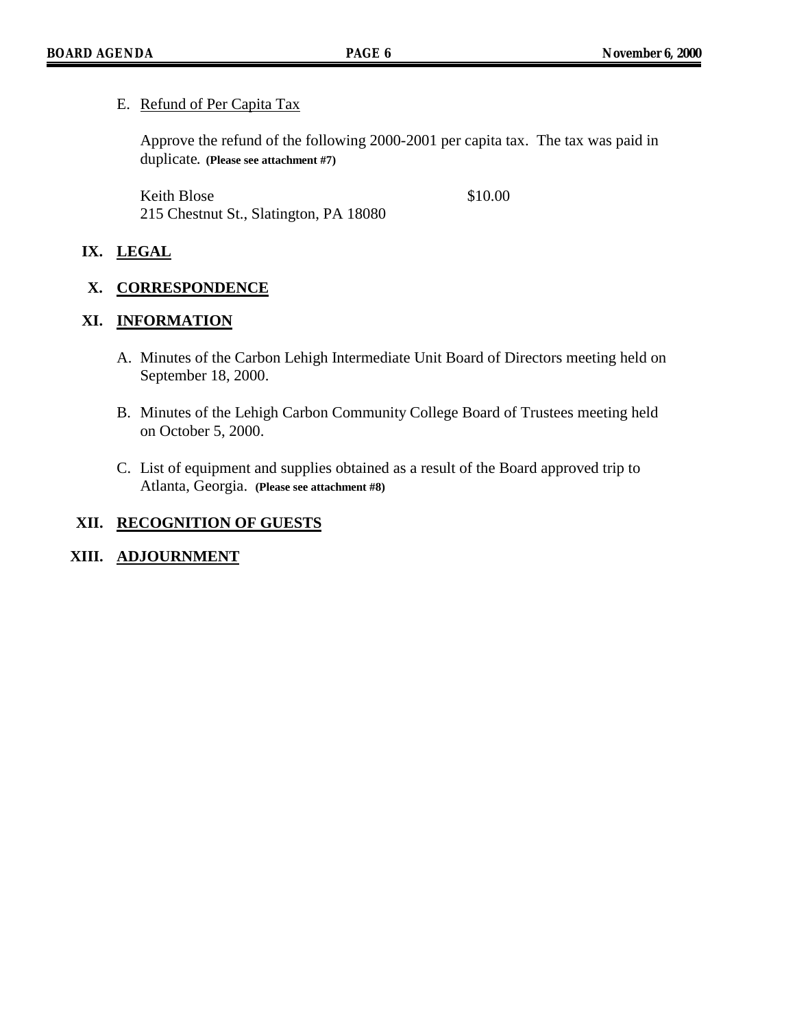E. Refund of Per Capita Tax

Approve the refund of the following 2000-2001 per capita tax. The tax was paid in duplicate. **(Please see attachment #7)**

| | |
|---|---|
| Keith Blose<br>215 Chestnut St., Slatington, PA 18080 | $10.00 |

## IX. LEGAL

## X. CORRESPONDENCE

## XI. INFORMATION

A. Minutes of the Carbon Lehigh Intermediate Unit Board of Directors meeting held on September 18, 2000.

B. Minutes of the Lehigh Carbon Community College Board of Trustees meeting held on October 5, 2000.

C. List of equipment and supplies obtained as a result of the Board approved trip to Atlanta, Georgia. **(Please see attachment #8)**

## XII. RECOGNITION OF GUESTS

## XIII. ADJOURNMENT